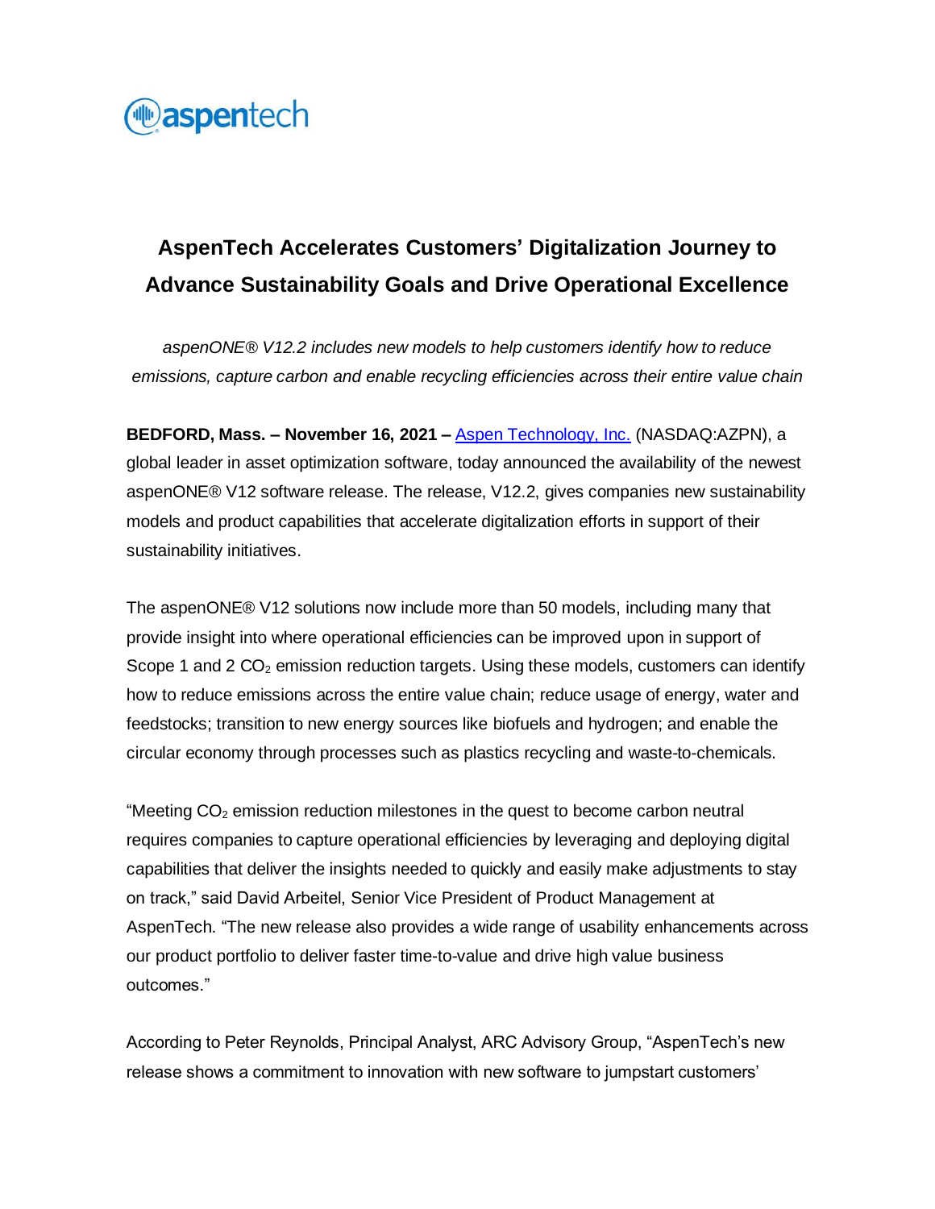aspentech

# AspenTech Accelerates Customers' Digitalization Journey to Advance Sustainability Goals and Drive Operational Excellence

*aspenONE® V12.2 includes new models to help customers identify how to reduce emissions, capture carbon and enable recycling efficiencies across their entire value chain*

**BEDFORD, Mass. – November 16, 2021 –** [Aspen Technology, Inc.](https://www.aspentech.com) (NASDAQ:AZPN), a global leader in asset optimization software, today announced the availability of the newest aspenONE® V12 software release. The release, V12.2, gives companies new sustainability models and product capabilities that accelerate digitalization efforts in support of their sustainability initiatives.

The aspenONE® V12 solutions now include more than 50 models, including many that provide insight into where operational efficiencies can be improved upon in support of Scope 1 and 2 $CO_2$ emission reduction targets. Using these models, customers can identify how to reduce emissions across the entire value chain; reduce usage of energy, water and feedstocks; transition to new energy sources like biofuels and hydrogen; and enable the circular economy through processes such as plastics recycling and waste-to-chemicals.

"Meeting $CO_2$ emission reduction milestones in the quest to become carbon neutral requires companies to capture operational efficiencies by leveraging and deploying digital capabilities that deliver the insights needed to quickly and easily make adjustments to stay on track," said David Arbeitel, Senior Vice President of Product Management at AspenTech. "The new release also provides a wide range of usability enhancements across our product portfolio to deliver faster time-to-value and drive high value business outcomes."

According to Peter Reynolds, Principal Analyst, ARC Advisory Group, "AspenTech's new release shows a commitment to innovation with new software to jumpstart customers'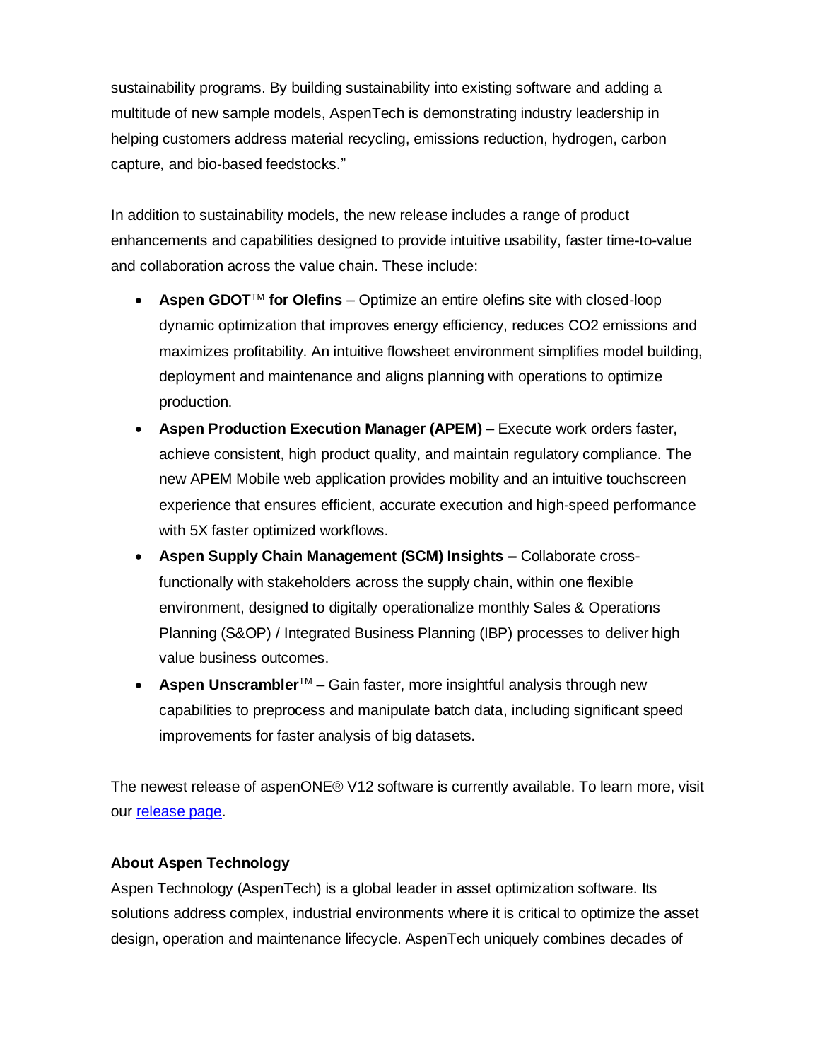sustainability programs. By building sustainability into existing software and adding a multitude of new sample models, AspenTech is demonstrating industry leadership in helping customers address material recycling, emissions reduction, hydrogen, carbon capture, and bio-based feedstocks."

In addition to sustainability models, the new release includes a range of product enhancements and capabilities designed to provide intuitive usability, faster time-to-value and collaboration across the value chain. These include:

- **Aspen GDOT™ for Olefins** – Optimize an entire olefins site with closed-loop dynamic optimization that improves energy efficiency, reduces CO2 emissions and maximizes profitability. An intuitive flowsheet environment simplifies model building, deployment and maintenance and aligns planning with operations to optimize production.
- **Aspen Production Execution Manager (APEM)** – Execute work orders faster, achieve consistent, high product quality, and maintain regulatory compliance. The new APEM Mobile web application provides mobility and an intuitive touchscreen experience that ensures efficient, accurate execution and high-speed performance with 5X faster optimized workflows.
- **Aspen Supply Chain Management (SCM) Insights –** Collaborate cross-functionally with stakeholders across the supply chain, within one flexible environment, designed to digitally operationalize monthly Sales & Operations Planning (S&OP) / Integrated Business Planning (IBP) processes to deliver high value business outcomes.
- **Aspen Unscrambler™** – Gain faster, more insightful analysis through new capabilities to preprocess and manipulate batch data, including significant speed improvements for faster analysis of big datasets.

The newest release of aspenONE® V12 software is currently available. To learn more, visit our release page.

**About Aspen Technology**

Aspen Technology (AspenTech) is a global leader in asset optimization software. Its solutions address complex, industrial environments where it is critical to optimize the asset design, operation and maintenance lifecycle. AspenTech uniquely combines decades of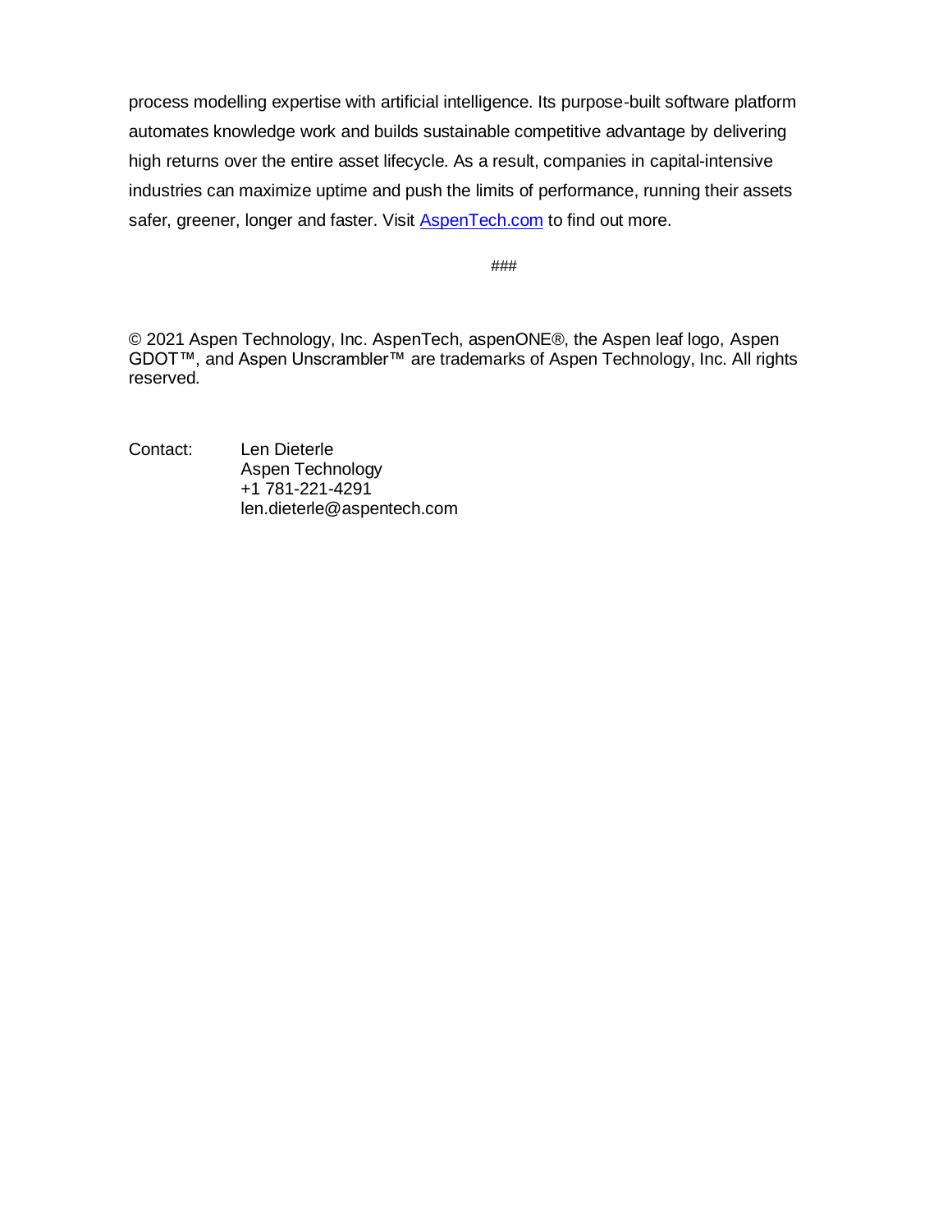process modelling expertise with artificial intelligence. Its purpose-built software platform automates knowledge work and builds sustainable competitive advantage by delivering high returns over the entire asset lifecycle. As a result, companies in capital-intensive industries can maximize uptime and push the limits of performance, running their assets safer, greener, longer and faster. Visit [AspenTech.com](http://AspenTech.com) to find out more.

###

© 2021 Aspen Technology, Inc. AspenTech, aspenONE®, the Aspen leaf logo, Aspen GDOT™, and Aspen Unscrambler™ are trademarks of Aspen Technology, Inc. All rights reserved.

Contact: Len Dieterle
Aspen Technology
+1 781-221-4291
len.dieterle@aspentech.com